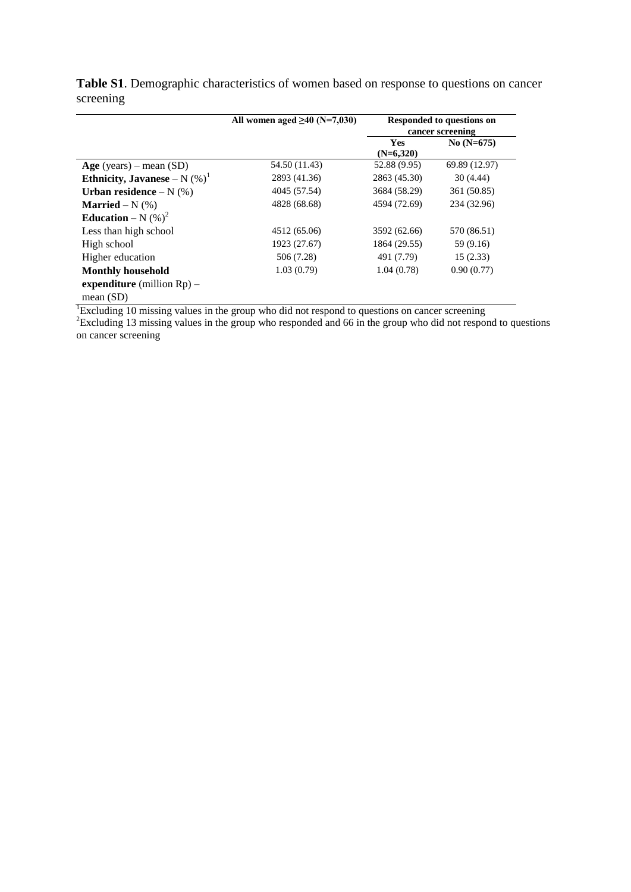**Table S1**. Demographic characteristics of women based on response to questions on cancer screening

| | All women aged ≥40 (N=7,030) | Responded to questions on cancer screening | |
|---|---|---|---|
| | | Yes (N=6,320) | No (N=675) |
| **Age** (years) – mean (SD) | 54.50 (11.43) | 52.88 (9.95) | 69.89 (12.97) |
| **Ethnicity, Javanese** – N (%)[1] | 2893 (41.36) | 2863 (45.30) | 30 (4.44) |
| **Urban residence** – N (%) | 4045 (57.54) | 3684 (58.29) | 361 (50.85) |
| **Married** – N (%) | 4828 (68.68) | 4594 (72.69) | 234 (32.96) |
| **Education** – N (%)[2] | | | |
| Less than high school | 4512 (65.06) | 3592 (62.66) | 570 (86.51) |
| High school | 1923 (27.67) | 1864 (29.55) | 59 (9.16) |
| Higher education | 506 (7.28) | 491 (7.79) | 15 (2.33) |
| **Monthly household expenditure** (million Rp) – mean (SD) | 1.03 (0.79) | 1.04 (0.78) | 0.90 (0.77) |

[1]Excluding 10 missing values in the group who did not respond to questions on cancer screening

[2]Excluding 13 missing values in the group who responded and 66 in the group who did not respond to questions on cancer screening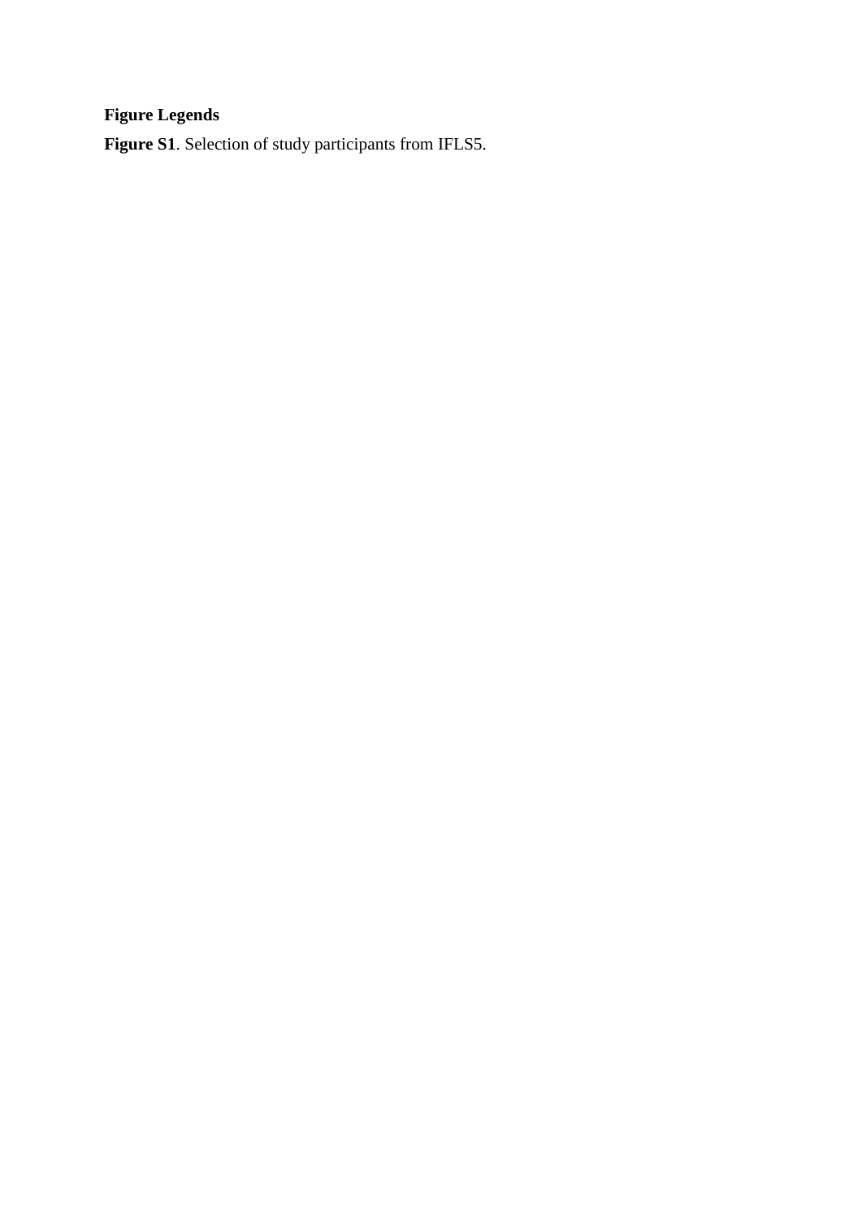**Figure Legends**

**Figure S1**. Selection of study participants from IFLS5.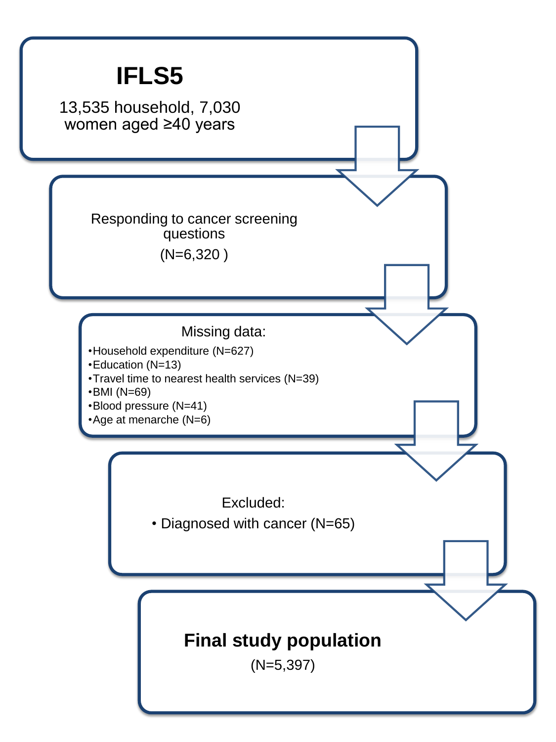**IFLS5**

13,535 household, 7,030 women aged ≥40 years

Responding to cancer screening questions

(N=6,320 )

Missing data:

- Household expenditure (N=627)
- Education (N=13)
- Travel time to nearest health services (N=39)
- BMI (N=69)
- Blood pressure (N=41)
- Age at menarche (N=6)

Excluded:

- Diagnosed with cancer (N=65)

**Final study population**

(N=5,397)